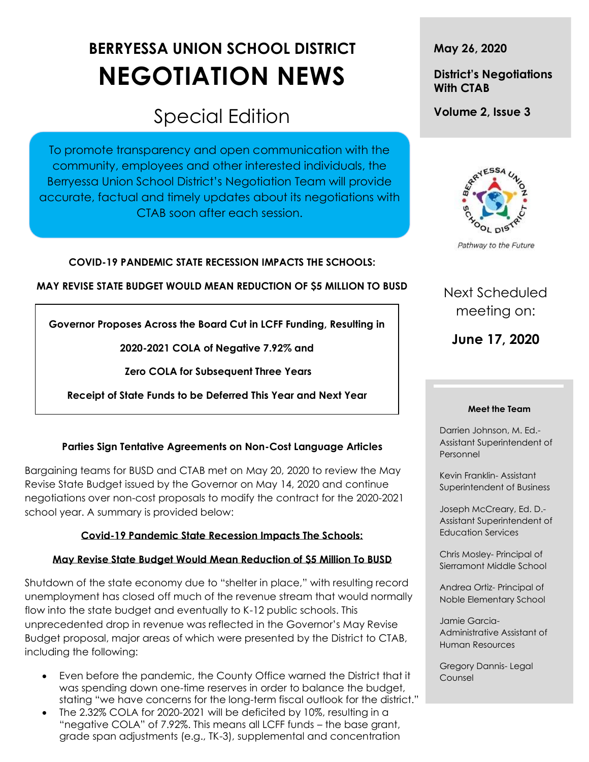# BERRYESSA UNION SCHOOL DISTRICT

# NEGOTIATION NEWS

## Special Edition

To promote transparency and open communication with the community, employees and other interested individuals, the Berryessa Union School District's Negotiation Team will provide accurate, factual and timely updates about its negotiations with CTAB soon after each session.

**May 26, 2020**

**District's Negotiations With CTAB**

**Volume 2, Issue 3**

*Pathway to the Future*

Next Scheduled meeting on:

**June 17, 2020**

**Meet the Team**

Darrien Johnson, M. Ed.- Assistant Superintendent of Personnel

Kevin Franklin- Assistant Superintendent of Business

Joseph McCreary, Ed. D.- Assistant Superintendent of Education Services

Chris Mosley- Principal of Sierramont Middle School

Andrea Ortiz- Principal of Noble Elementary School

Jamie Garcia- Administrative Assistant of Human Resources

Gregory Dannis- Legal Counsel

**COVID-19 PANDEMIC STATE RECESSION IMPACTS THE SCHOOLS:**

**MAY REVISE STATE BUDGET WOULD MEAN REDUCTION OF $5 MILLION TO BUSD**

**Governor Proposes Across the Board Cut in LCFF Funding, Resulting in**

**2020-2021 COLA of Negative 7.92% and**

**Zero COLA for Subsequent Three Years**

**Receipt of State Funds to be Deferred This Year and Next Year**

### Parties Sign Tentative Agreements on Non-Cost Language Articles

Bargaining teams for BUSD and CTAB met on May 20, 2020 to review the May Revise State Budget issued by the Governor on May 14, 2020 and continue negotiations over non-cost proposals to modify the contract for the 2020-2021 school year. A summary is provided below:

**Covid-19 Pandemic State Recession Impacts The Schools:**

**May Revise State Budget Would Mean Reduction of $5 Million To BUSD**

Shutdown of the state economy due to "shelter in place," with resulting record unemployment has closed off much of the revenue stream that would normally flow into the state budget and eventually to K-12 public schools. This unprecedented drop in revenue was reflected in the Governor's May Revise Budget proposal, major areas of which were presented by the District to CTAB, including the following:

- Even before the pandemic, the County Office warned the District that it was spending down one-time reserves in order to balance the budget, stating "we have concerns for the long-term fiscal outlook for the district."
- The 2.32% COLA for 2020-2021 will be deficited by 10%, resulting in a "negative COLA" of 7.92%. This means all LCFF funds – the base grant, grade span adjustments (e.g., TK-3), supplemental and concentration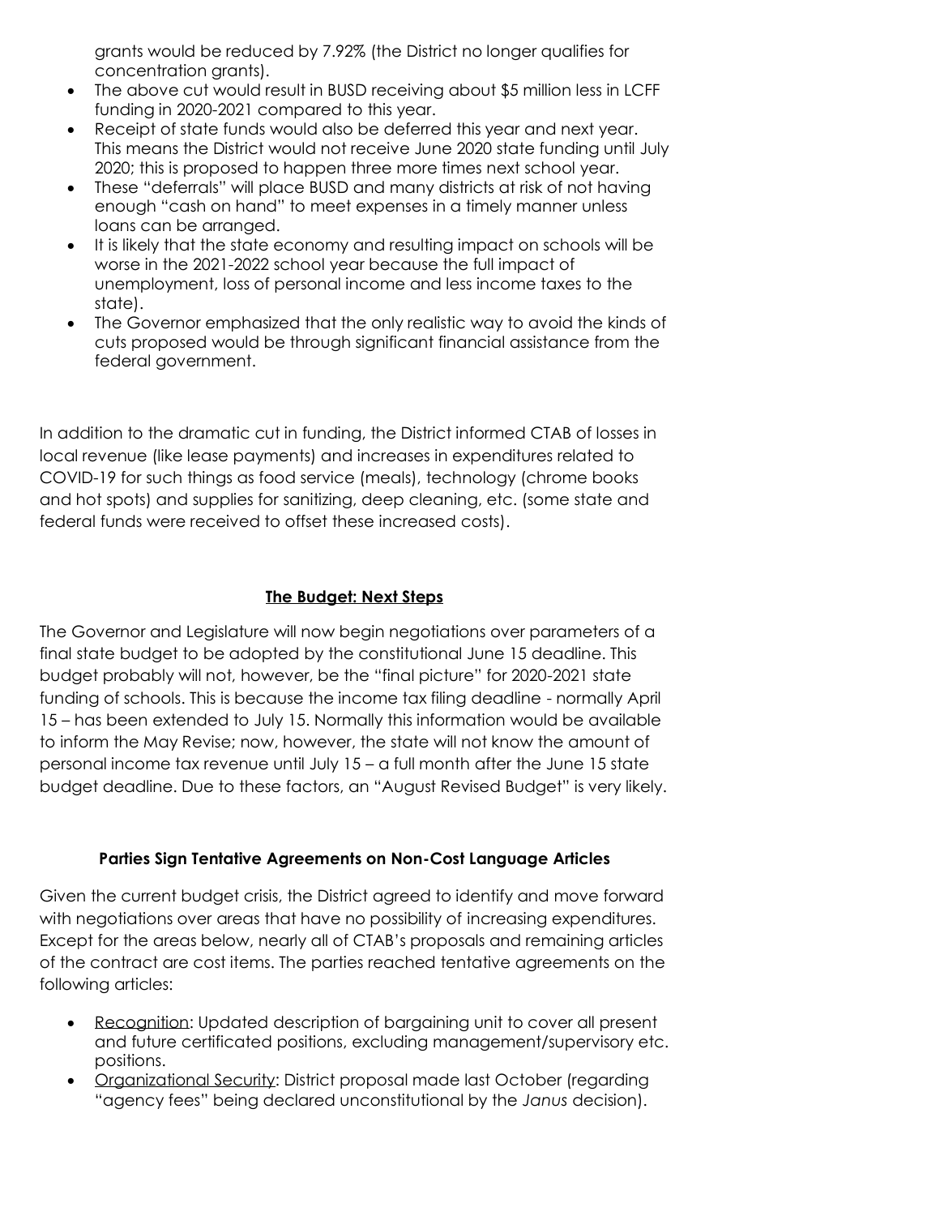grants would be reduced by 7.92% (the District no longer qualifies for concentration grants).

- The above cut would result in BUSD receiving about $5 million less in LCFF funding in 2020-2021 compared to this year.
- Receipt of state funds would also be deferred this year and next year. This means the District would not receive June 2020 state funding until July 2020; this is proposed to happen three more times next school year.
- These "deferrals" will place BUSD and many districts at risk of not having enough "cash on hand" to meet expenses in a timely manner unless loans can be arranged.
- It is likely that the state economy and resulting impact on schools will be worse in the 2021-2022 school year because the full impact of unemployment, loss of personal income and less income taxes to the state).
- The Governor emphasized that the only realistic way to avoid the kinds of cuts proposed would be through significant financial assistance from the federal government.

In addition to the dramatic cut in funding, the District informed CTAB of losses in local revenue (like lease payments) and increases in expenditures related to COVID-19 for such things as food service (meals), technology (chrome books and hot spots) and supplies for sanitizing, deep cleaning, etc. (some state and federal funds were received to offset these increased costs).

## <u>The Budget: Next Steps</u>

The Governor and Legislature will now begin negotiations over parameters of a final state budget to be adopted by the constitutional June 15 deadline. This budget probably will not, however, be the "final picture" for 2020-2021 state funding of schools. This is because the income tax filing deadline - normally April 15 – has been extended to July 15. Normally this information would be available to inform the May Revise; now, however, the state will not know the amount of personal income tax revenue until July 15 – a full month after the June 15 state budget deadline. Due to these factors, an "August Revised Budget" is very likely.

## Parties Sign Tentative Agreements on Non-Cost Language Articles

Given the current budget crisis, the District agreed to identify and move forward with negotiations over areas that have no possibility of increasing expenditures. Except for the areas below, nearly all of CTAB's proposals and remaining articles of the contract are cost items. The parties reached tentative agreements on the following articles:

- <u>Recognition</u>: Updated description of bargaining unit to cover all present and future certificated positions, excluding management/supervisory etc. positions.
- <u>Organizational Security</u>: District proposal made last October (regarding "agency fees" being declared unconstitutional by the *Janus* decision).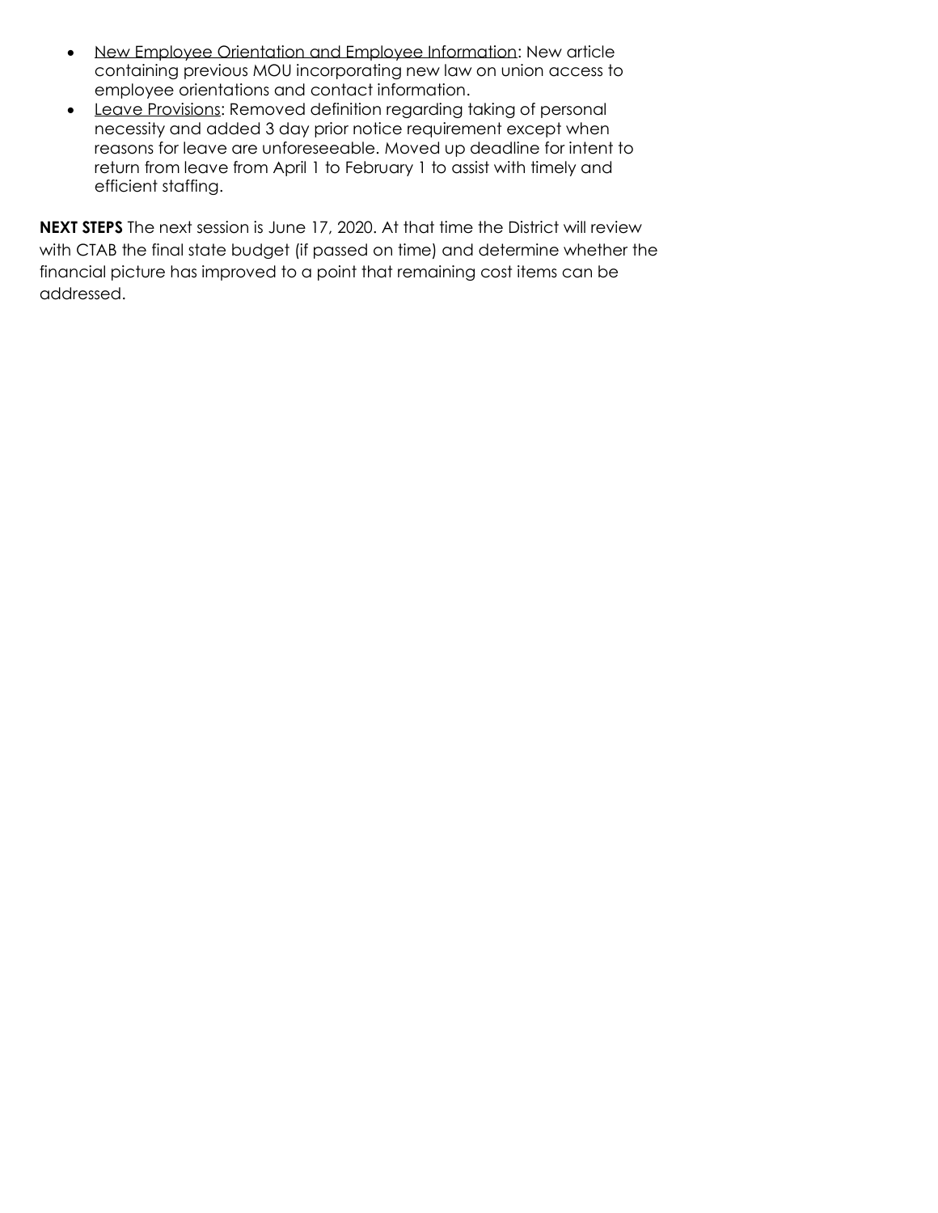- <u>New Employee Orientation and Employee Information</u>: New article containing previous MOU incorporating new law on union access to employee orientations and contact information.
- <u>Leave Provisions</u>: Removed definition regarding taking of personal necessity and added 3 day prior notice requirement except when reasons for leave are unforeseeable. Moved up deadline for intent to return from leave from April 1 to February 1 to assist with timely and efficient staffing.

**NEXT STEPS** The next session is June 17, 2020. At that time the District will review with CTAB the final state budget (if passed on time) and determine whether the financial picture has improved to a point that remaining cost items can be addressed.